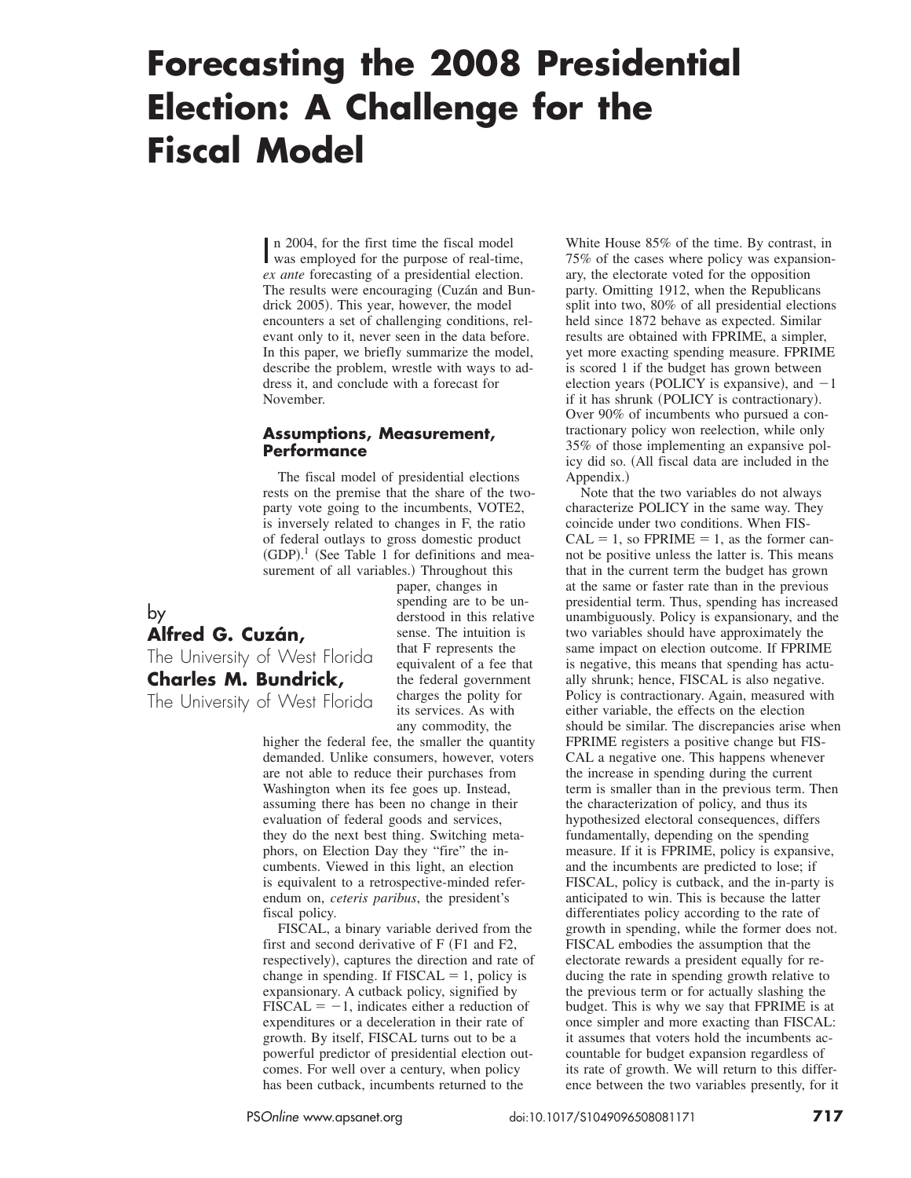# Forecasting the 2008 Presidential Election: A Challenge for the Fiscal Model

by
**Alfred G. Cuzán,**
The University of West Florida
**Charles M. Bundrick,**
The University of West Florida

In 2004, for the first time the fiscal model was employed for the purpose of real-time, *ex ante* forecasting of a presidential election. The results were encouraging (Cuzán and Bundrick 2005). This year, however, the model encounters a set of challenging conditions, relevant only to it, never seen in the data before. In this paper, we briefly summarize the model, describe the problem, wrestle with ways to address it, and conclude with a forecast for November.

### Assumptions, Measurement, Performance

The fiscal model of presidential elections rests on the premise that the share of the two-party vote going to the incumbents, VOTE2, is inversely related to changes in F, the ratio of federal outlays to gross domestic product (GDP).[1] (See Table 1 for definitions and measurement of all variables.) Throughout this paper, changes in spending are to be understood in this relative sense. The intuition is that F represents the equivalent of a fee that the federal government charges the polity for its services. As with any commodity, the higher the federal fee, the smaller the quantity demanded. Unlike consumers, however, voters are not able to reduce their purchases from Washington when its fee goes up. Instead, assuming there has been no change in their evaluation of federal goods and services, they do the next best thing. Switching metaphors, on Election Day they "fire" the incumbents. Viewed in this light, an election is equivalent to a retrospective-minded referendum on, *ceteris paribus*, the president's fiscal policy.

FISCAL, a binary variable derived from the first and second derivative of F (F1 and F2, respectively), captures the direction and rate of change in spending. If FISCAL = 1, policy is expansionary. A cutback policy, signified by FISCAL = −1, indicates either a reduction of expenditures or a deceleration in their rate of growth. By itself, FISCAL turns out to be a powerful predictor of presidential election outcomes. For well over a century, when policy has been cutback, incumbents returned to the White House 85% of the time. By contrast, in 75% of the cases where policy was expansionary, the electorate voted for the opposition party. Omitting 1912, when the Republicans split into two, 80% of all presidential elections held since 1872 behave as expected. Similar results are obtained with FPRIME, a simpler, yet more exacting spending measure. FPRIME is scored 1 if the budget has grown between election years (POLICY is expansive), and −1 if it has shrunk (POLICY is contractionary). Over 90% of incumbents who pursued a contractionary policy won reelection, while only 35% of those implementing an expansive policy did so. (All fiscal data are included in the Appendix.)

Note that the two variables do not always characterize POLICY in the same way. They coincide under two conditions. When FISCAL = 1, so FPRIME = 1, as the former cannot be positive unless the latter is. This means that in the current term the budget has grown at the same or faster rate than in the previous presidential term. Thus, spending has increased unambiguously. Policy is expansionary, and the two variables should have approximately the same impact on election outcome. If FPRIME is negative, this means that spending has actually shrunk; hence, FISCAL is also negative. Policy is contractionary. Again, measured with either variable, the effects on the election should be similar. The discrepancies arise when FPRIME registers a positive change but FISCAL a negative one. This happens whenever the increase in spending during the current term is smaller than in the previous term. Then the characterization of policy, and thus its hypothesized electoral consequences, differs fundamentally, depending on the spending measure. If it is FPRIME, policy is expansive, and the incumbents are predicted to lose; if FISCAL, policy is cutback, and the in-party is anticipated to win. This is because the latter differentiates policy according to the rate of growth in spending, while the former does not. FISCAL embodies the assumption that the electorate rewards a president equally for reducing the rate in spending growth relative to the previous term or for actually slashing the budget. This is why we say that FPRIME is at once simpler and more exacting than FISCAL: it assumes that voters hold the incumbents accountable for budget expansion regardless of its rate of growth. We will return to this difference between the two variables presently, for it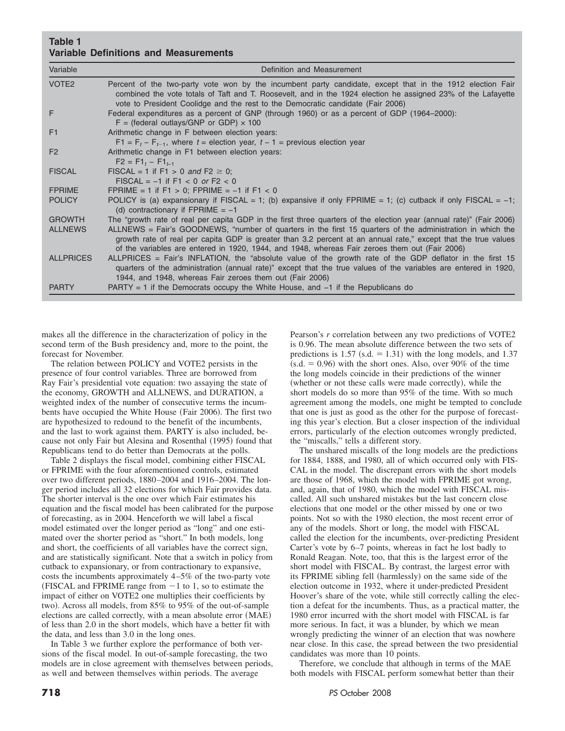**Table 1**
**Variable Definitions and Measurements**

| Variable | Definition and Measurement |
|---|---|
| VOTE2 | Percent of the two-party vote won by the incumbent party candidate, except that in the 1912 election Fair combined the vote totals of Taft and T. Roosevelt, and in the 1924 election he assigned 23% of the Lafayette vote to President Coolidge and the rest to the Democratic candidate (Fair 2006) |
| F | Federal expenditures as a percent of GNP (through 1960) or as a percent of GDP (1964–2000): F = (federal outlays/GNP or GDP) × 100 |
| F1 | Arithmetic change in F between election years: $F1 = F_t - F_{t-1}$, where $t$ = election year, $t - 1$ = previous election year |
| F2 | Arithmetic change in F1 between election years: $F2 = F1_t - F1_{t-1}$ |
| FISCAL | FISCAL = 1 if F1 > 0 *and* F2 ≥ 0; FISCAL = −1 if F1 < 0 *or* F2 < 0 |
| FPRIME | FPRIME = 1 if F1 > 0; FPRIME = −1 if F1 < 0 |
| POLICY | POLICY is (a) expansionary if FISCAL = 1; (b) expansive if only FPRIME = 1; (c) cutback if only FISCAL = −1; (d) contractionary if FPRIME = −1 |
| GROWTH | The "growth rate of real per capita GDP in the first three quarters of the election year (annual rate)" (Fair 2006) |
| ALLNEWS | ALLNEWS = Fair's GOODNEWS, "number of quarters in the first 15 quarters of the administration in which the growth rate of real per capita GDP is greater than 3.2 percent at an annual rate," except that the true values of the variables are entered in 1920, 1944, and 1948, whereas Fair zeroes them out (Fair 2006) |
| ALLPRICES | ALLPRICES = Fair's INFLATION, the "absolute value of the growth rate of the GDP deflator in the first 15 quarters of the administration (annual rate)" except that the true values of the variables are entered in 1920, 1944, and 1948, whereas Fair zeroes them out (Fair 2006) |
| PARTY | PARTY = 1 if the Democrats occupy the White House, and −1 if the Republicans do |

makes all the difference in the characterization of policy in the second term of the Bush presidency and, more to the point, the forecast for November.

The relation between POLICY and VOTE2 persists in the presence of four control variables. Three are borrowed from Ray Fair's presidential vote equation: two assaying the state of the economy, GROWTH and ALLNEWS, and DURATION, a weighted index of the number of consecutive terms the incumbents have occupied the White House (Fair 2006). The first two are hypothesized to redound to the benefit of the incumbents, and the last to work against them. PARTY is also included, because not only Fair but Alesina and Rosenthal (1995) found that Republicans tend to do better than Democrats at the polls.

Table 2 displays the fiscal model, combining either FISCAL or FPRIME with the four aforementioned controls, estimated over two different periods, 1880–2004 and 1916–2004. The longer period includes all 32 elections for which Fair provides data. The shorter interval is the one over which Fair estimates his equation and the fiscal model has been calibrated for the purpose of forecasting, as in 2004. Henceforth we will label a fiscal model estimated over the longer period as "long" and one estimated over the shorter period as "short." In both models, long and short, the coefficients of all variables have the correct sign, and are statistically significant. Note that a switch in policy from cutback to expansionary, or from contractionary to expansive, costs the incumbents approximately 4–5% of the two-party vote (FISCAL and FPRIME range from −1 to 1, so to estimate the impact of either on VOTE2 one multiplies their coefficients by two). Across all models, from 85% to 95% of the out-of-sample elections are called correctly, with a mean absolute error (MAE) of less than 2.0 in the short models, which have a better fit with the data, and less than 3.0 in the long ones.

In Table 3 we further explore the performance of both versions of the fiscal model. In out-of-sample forecasting, the two models are in close agreement with themselves between periods, as well and between themselves within periods. The average Pearson's *r* correlation between any two predictions of VOTE2 is 0.96. The mean absolute difference between the two sets of predictions is 1.57 (s.d. = 1.31) with the long models, and 1.37 (s.d. = 0.96) with the short ones. Also, over 90% of the time the long models coincide in their predictions of the winner (whether or not these calls were made correctly), while the short models do so more than 95% of the time. With so much agreement among the models, one might be tempted to conclude that one is just as good as the other for the purpose of forecasting this year's election. But a closer inspection of the individual errors, particularly of the election outcomes wrongly predicted, the "miscalls," tells a different story.

The unshared miscalls of the long models are the predictions for 1884, 1888, and 1980, all of which occurred only with FISCAL in the model. The discrepant errors with the short models are those of 1968, which the model with FPRIME got wrong, and, again, that of 1980, which the model with FISCAL miscalled. All such unshared mistakes but the last concern close elections that one model or the other missed by one or two points. Not so with the 1980 election, the most recent error of any of the models. Short or long, the model with FISCAL called the election for the incumbents, over-predicting President Carter's vote by 6–7 points, whereas in fact he lost badly to Ronald Reagan. Note, too, that this is the largest error of the short model with FISCAL. By contrast, the largest error with its FPRIME sibling fell (harmlessly) on the same side of the election outcome in 1932, where it under-predicted President Hoover's share of the vote, while still correctly calling the election a defeat for the incumbents. Thus, as a practical matter, the 1980 error incurred with the short model with FISCAL is far more serious. In fact, it was a blunder, by which we mean wrongly predicting the winner of an election that was nowhere near close. In this case, the spread between the two presidential candidates was more than 10 points.

Therefore, we conclude that although in terms of the MAE both models with FISCAL perform somewhat better than their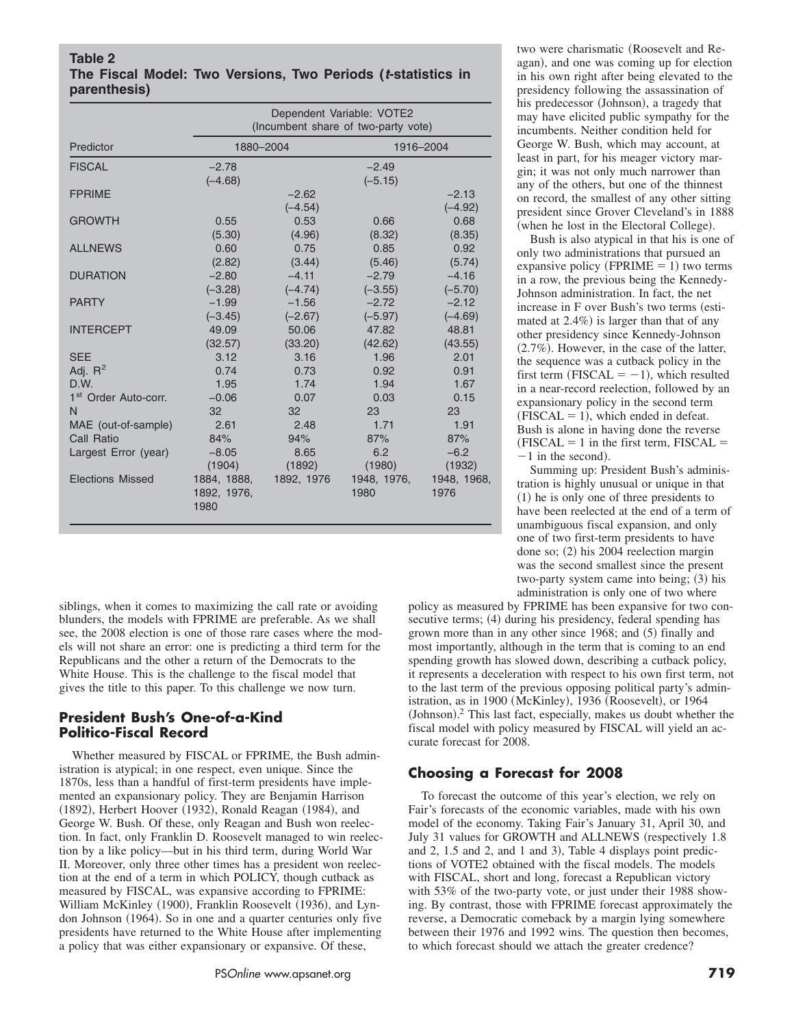**Table 2**
**The Fiscal Model: Two Versions, Two Periods (*t*-statistics in parenthesis)**

| | Dependent Variable: VOTE2 (Incumbent share of two-party vote) | | | |
|---|---|---|---|---|
| Predictor | 1880–2004 | | 1916–2004 | |
| FISCAL | −2.78 | | −2.49 | |
| | (−4.68) | | (−5.15) | |
| FPRIME | | −2.62 | | −2.13 |
| | | (−4.54) | | (−4.92) |
| GROWTH | 0.55 | 0.53 | 0.66 | 0.68 |
| | (5.30) | (4.96) | (8.32) | (8.35) |
| ALLNEWS | 0.60 | 0.75 | 0.85 | 0.92 |
| | (2.82) | (3.44) | (5.46) | (5.74) |
| DURATION | −2.80 | −4.11 | −2.79 | −4.16 |
| | (−3.28) | (−4.74) | (−3.55) | (−5.70) |
| PARTY | −1.99 | −1.56 | −2.72 | −2.12 |
| | (−3.45) | (−2.67) | (−5.97) | (−4.69) |
| INTERCEPT | 49.09 | 50.06 | 47.82 | 48.81 |
| | (32.57) | (33.20) | (42.62) | (43.55) |
| SEE | 3.12 | 3.16 | 1.96 | 2.01 |
| Adj. $R^2$ | 0.74 | 0.73 | 0.92 | 0.91 |
| D.W. | 1.95 | 1.74 | 1.94 | 1.67 |
| 1st Order Auto-corr. | −0.06 | 0.07 | 0.03 | 0.15 |
| N | 32 | 32 | 23 | 23 |
| MAE (out-of-sample) | 2.61 | 2.48 | 1.71 | 1.91 |
| Call Ratio | 84% | 94% | 87% | 87% |
| Largest Error (year) | −8.05 (1904) | 8.65 (1892) | 6.2 (1980) | −6.2 (1932) |
| Elections Missed | 1884, 1888, 1892, 1976, 1980 | 1892, 1976 | 1948, 1976, 1980 | 1948, 1968, 1976 |

siblings, when it comes to maximizing the call rate or avoiding blunders, the models with FPRIME are preferable. As we shall see, the 2008 election is one of those rare cases where the models will not share an error: one is predicting a third term for the Republicans and the other a return of the Democrats to the White House. This is the challenge to the fiscal model that gives the title to this paper. To this challenge we now turn.

## President Bush's One-of-a-Kind Politico-Fiscal Record

Whether measured by FISCAL or FPRIME, the Bush administration is atypical; in one respect, even unique. Since the 1870s, less than a handful of first-term presidents have implemented an expansionary policy. They are Benjamin Harrison (1892), Herbert Hoover (1932), Ronald Reagan (1984), and George W. Bush. Of these, only Reagan and Bush won reelection. In fact, only Franklin D. Roosevelt managed to win reelection by a like policy—but in his third term, during World War II. Moreover, only three other times has a president won reelection at the end of a term in which POLICY, though cutback as measured by FISCAL, was expansive according to FPRIME: William McKinley (1900), Franklin Roosevelt (1936), and Lyndon Johnson (1964). So in one and a quarter centuries only five presidents have returned to the White House after implementing a policy that was either expansionary or expansive. Of these, two were charismatic (Roosevelt and Reagan), and one was coming up for election in his own right after being elevated to the presidency following the assassination of his predecessor (Johnson), a tragedy that may have elicited public sympathy for the incumbents. Neither condition held for George W. Bush, which may account, at least in part, for his meager victory margin; it was not only much narrower than any of the others, but one of the thinnest on record, the smallest of any other sitting president since Grover Cleveland's in 1888 (when he lost in the Electoral College).

Bush is also atypical in that his is one of only two administrations that pursued an expansive policy (FPRIME = 1) two terms in a row, the previous being the Kennedy-Johnson administration. In fact, the net increase in F over Bush's two terms (estimated at 2.4%) is larger than that of any other presidency since Kennedy-Johnson (2.7%). However, in the case of the latter, the sequence was a cutback policy in the first term (FISCAL = −1), which resulted in a near-record reelection, followed by an expansionary policy in the second term (FISCAL = 1), which ended in defeat. Bush is alone in having done the reverse (FISCAL = 1 in the first term, FISCAL = −1 in the second).

Summing up: President Bush's administration is highly unusual or unique in that (1) he is only one of three presidents to have been reelected at the end of a term of unambiguous fiscal expansion, and only one of two first-term presidents to have done so; (2) his 2004 reelection margin was the second smallest since the present two-party system came into being; (3) his administration is only one of two where policy as measured by FPRIME has been expansive for two consecutive terms; (4) during his presidency, federal spending has grown more than in any other since 1968; and (5) finally and most importantly, although in the term that is coming to an end spending growth has slowed down, describing a cutback policy, it represents a deceleration with respect to his own first term, not to the last term of the previous opposing political party's administration, as in 1900 (McKinley), 1936 (Roosevelt), or 1964 (Johnson).[2] This last fact, especially, makes us doubt whether the fiscal model with policy measured by FISCAL will yield an accurate forecast for 2008.

## Choosing a Forecast for 2008

To forecast the outcome of this year's election, we rely on Fair's forecasts of the economic variables, made with his own model of the economy. Taking Fair's January 31, April 30, and July 31 values for GROWTH and ALLNEWS (respectively 1.8 and 2, 1.5 and 2, and 1 and 3), Table 4 displays point predictions of VOTE2 obtained with the fiscal models. The models with FISCAL, short and long, forecast a Republican victory with 53% of the two-party vote, or just under their 1988 showing. By contrast, those with FPRIME forecast approximately the reverse, a Democratic comeback by a margin lying somewhere between their 1976 and 1992 wins. The question then becomes, to which forecast should we attach the greater credence?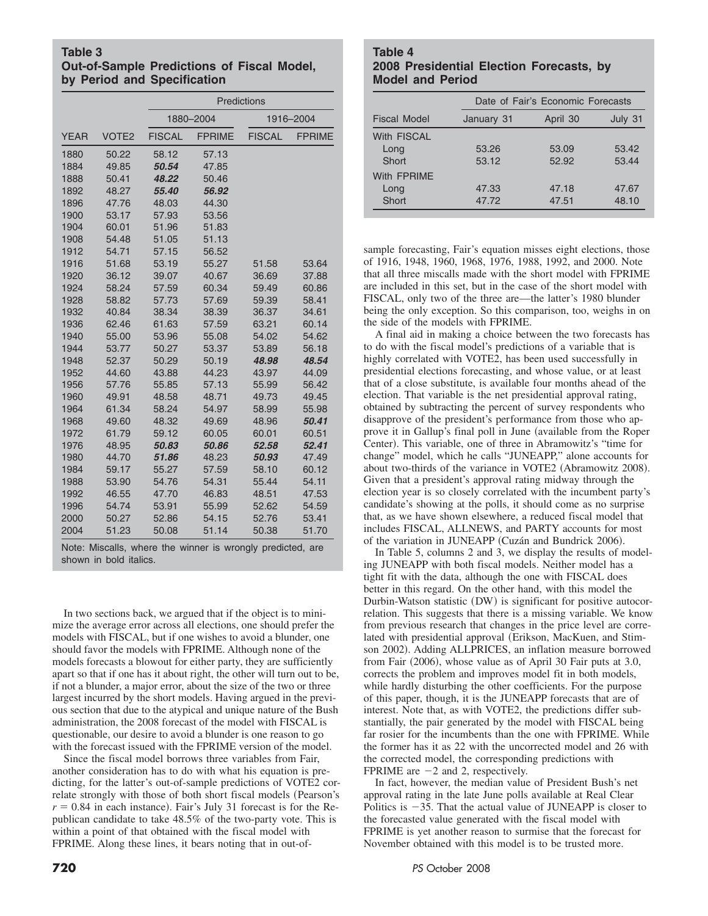**Table 3**
**Out-of-Sample Predictions of Fiscal Model, by Period and Specification**

| | | Predictions | | | |
|---|---|---|---|---|---|
| | | 1880–2004 | | 1916–2004 | |
| YEAR | VOTE2 | FISCAL | FPRIME | FISCAL | FPRIME |
| 1880 | 50.22 | 58.12 | 57.13 | | |
| 1884 | 49.85 | ***50.54*** | 47.85 | | |
| 1888 | 50.41 | ***48.22*** | 50.46 | | |
| 1892 | 48.27 | ***55.40*** | ***56.92*** | | |
| 1896 | 47.76 | 48.03 | 44.30 | | |
| 1900 | 53.17 | 57.93 | 53.56 | | |
| 1904 | 60.01 | 51.96 | 51.83 | | |
| 1908 | 54.48 | 51.05 | 51.13 | | |
| 1912 | 54.71 | 57.15 | 56.52 | | |
| 1916 | 51.68 | 53.19 | 55.27 | 51.58 | 53.64 |
| 1920 | 36.12 | 39.07 | 40.67 | 36.69 | 37.88 |
| 1924 | 58.24 | 57.59 | 60.34 | 59.49 | 60.86 |
| 1928 | 58.82 | 57.73 | 57.69 | 59.39 | 58.41 |
| 1932 | 40.84 | 38.34 | 38.39 | 36.37 | 34.61 |
| 1936 | 62.46 | 61.63 | 57.59 | 63.21 | 60.14 |
| 1940 | 55.00 | 53.96 | 55.08 | 54.02 | 54.62 |
| 1944 | 53.77 | 50.27 | 53.37 | 53.89 | 56.18 |
| 1948 | 52.37 | 50.29 | 50.19 | ***48.98*** | ***48.54*** |
| 1952 | 44.60 | 43.88 | 44.23 | 43.97 | 44.09 |
| 1956 | 57.76 | 55.85 | 57.13 | 55.99 | 56.42 |
| 1960 | 49.91 | 48.58 | 48.71 | 49.73 | 49.45 |
| 1964 | 61.34 | 58.24 | 54.97 | 58.99 | 55.98 |
| 1968 | 49.60 | 48.32 | 49.69 | 48.96 | ***50.41*** |
| 1972 | 61.79 | 59.12 | 60.05 | 60.01 | 60.51 |
| 1976 | 48.95 | ***50.83*** | ***50.86*** | ***52.58*** | ***52.41*** |
| 1980 | 44.70 | ***51.86*** | 48.23 | ***50.93*** | 47.49 |
| 1984 | 59.17 | 55.27 | 57.59 | 58.10 | 60.12 |
| 1988 | 53.90 | 54.76 | 54.31 | 55.44 | 54.11 |
| 1992 | 46.55 | 47.70 | 46.83 | 48.51 | 47.53 |
| 1996 | 54.74 | 53.91 | 55.99 | 52.62 | 54.59 |
| 2000 | 50.27 | 52.86 | 54.15 | 52.76 | 53.41 |
| 2004 | 51.23 | 50.08 | 51.14 | 50.38 | 51.70 |

Note: Miscalls, where the winner is wrongly predicted, are shown in bold italics.

In two sections back, we argued that if the object is to minimize the average error across all elections, one should prefer the models with FISCAL, but if one wishes to avoid a blunder, one should favor the models with FPRIME. Although none of the models forecasts a blowout for either party, they are sufficiently apart so that if one has it about right, the other will turn out to be, if not a blunder, a major error, about the size of the two or three largest incurred by the short models. Having argued in the previous section that due to the atypical and unique nature of the Bush administration, the 2008 forecast of the model with FISCAL is questionable, our desire to avoid a blunder is one reason to go with the forecast issued with the FPRIME version of the model.

Since the fiscal model borrows three variables from Fair, another consideration has to do with what his equation is predicting, for the latter's out-of-sample predictions of VOTE2 correlate strongly with those of both short fiscal models (Pearson's $r = 0.84$ in each instance). Fair's July 31 forecast is for the Republican candidate to take 48.5% of the two-party vote. This is within a point of that obtained with the fiscal model with FPRIME. Along these lines, it bears noting that in out-of-sample forecasting, Fair's equation misses eight elections, those of 1916, 1948, 1960, 1968, 1976, 1988, 1992, and 2000. Note that all three miscalls made with the short model with FPRIME are included in this set, but in the case of the short model with FISCAL, only two of the three are—the latter's 1980 blunder being the only exception. So this comparison, too, weighs in on the side of the models with FPRIME.

**Table 4**
**2008 Presidential Election Forecasts, by Model and Period**

| | Date of Fair's Economic Forecasts | | |
|---|---|---|---|
| Fiscal Model | January 31 | April 30 | July 31 |
| With FISCAL | | | |
| Long | 53.26 | 53.09 | 53.42 |
| Short | 53.12 | 52.92 | 53.44 |
| With FPRIME | | | |
| Long | 47.33 | 47.18 | 47.67 |
| Short | 47.72 | 47.51 | 48.10 |

A final aid in making a choice between the two forecasts has to do with the fiscal model's predictions of a variable that is highly correlated with VOTE2, has been used successfully in presidential elections forecasting, and whose value, or at least that of a close substitute, is available four months ahead of the election. That variable is the net presidential approval rating, obtained by subtracting the percent of survey respondents who disapprove of the president's performance from those who approve it in Gallup's final poll in June (available from the Roper Center). This variable, one of three in Abramowitz's "time for change" model, which he calls "JUNEAPP," alone accounts for about two-thirds of the variance in VOTE2 (Abramowitz 2008). Given that a president's approval rating midway through the election year is so closely correlated with the incumbent party's candidate's showing at the polls, it should come as no surprise that, as we have shown elsewhere, a reduced fiscal model that includes FISCAL, ALLNEWS, and PARTY accounts for most of the variation in JUNEAPP (Cuzán and Bundrick 2006).

In Table 5, columns 2 and 3, we display the results of modeling JUNEAPP with both fiscal models. Neither model has a tight fit with the data, although the one with FISCAL does better in this regard. On the other hand, with this model the Durbin-Watson statistic (DW) is significant for positive autocorrelation. This suggests that there is a missing variable. We know from previous research that changes in the price level are correlated with presidential approval (Erikson, MacKuen, and Stimson 2002). Adding ALLPRICES, an inflation measure borrowed from Fair (2006), whose value as of April 30 Fair puts at 3.0, corrects the problem and improves model fit in both models, while hardly disturbing the other coefficients. For the purpose of this paper, though, it is the JUNEAPP forecasts that are of interest. Note that, as with VOTE2, the predictions differ substantially, the pair generated by the model with FISCAL being far rosier for the incumbents than the one with FPRIME. While the former has it as 22 with the uncorrected model and 26 with the corrected model, the corresponding predictions with FPRIME are $-2$ and 2, respectively.

In fact, however, the median value of President Bush's net approval rating in the late June polls available at Real Clear Politics is $-35$. That the actual value of JUNEAPP is closer to the forecasted value generated with the fiscal model with FPRIME is yet another reason to surmise that the forecast for November obtained with this model is to be trusted more.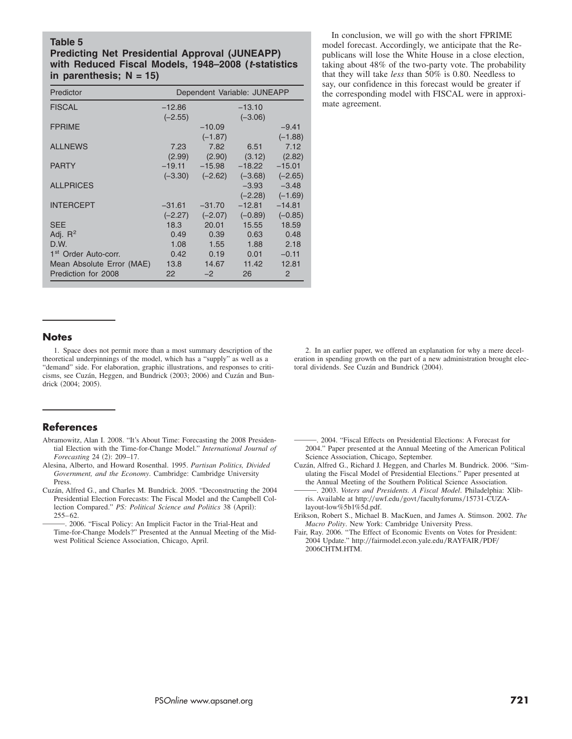**Table 5**
**Predicting Net Presidential Approval (JUNEAPP) with Reduced Fiscal Models, 1948–2008 (*t*-statistics in parenthesis; N = 15)**

| Predictor | Dependent Variable: JUNEAPP | | | |
|---|---|---|---|---|
| FISCAL | −12.86 | | −13.10 | |
| | (−2.55) | | (−3.06) | |
| FPRIME | | −10.09 | | −9.41 |
| | | (−1.87) | | (−1.88) |
| ALLNEWS | 7.23 | 7.82 | 6.51 | 7.12 |
| | (2.99) | (2.90) | (3.12) | (2.82) |
| PARTY | −19.11 | −15.98 | −18.22 | −15.01 |
| | (−3.30) | (−2.62) | (−3.68) | (−2.65) |
| ALLPRICES | | | −3.93 | −3.48 |
| | | | (−2.28) | (−1.69) |
| INTERCEPT | −31.61 | −31.70 | −12.81 | −14.81 |
| | (−2.27) | (−2.07) | (−0.89) | (−0.85) |
| SEE | 18.3 | 20.01 | 15.55 | 18.59 |
| Adj. $R^2$ | 0.49 | 0.39 | 0.63 | 0.48 |
| D.W. | 1.08 | 1.55 | 1.88 | 2.18 |
| 1st Order Auto-corr. | 0.42 | 0.19 | 0.01 | −0.11 |
| Mean Absolute Error (MAE) | 13.8 | 14.67 | 11.42 | 12.81 |
| Prediction for 2008 | 22 | −2 | 26 | 2 |

In conclusion, we will go with the short FPRIME model forecast. Accordingly, we anticipate that the Republicans will lose the White House in a close election, taking about 48% of the two-party vote. The probability that they will take *less* than 50% is 0.80. Needless to say, our confidence in this forecast would be greater if the corresponding model with FISCAL were in approximate agreement.

## Notes

1. Space does not permit more than a most summary description of the theoretical underpinnings of the model, which has a "supply" as well as a "demand" side. For elaboration, graphic illustrations, and responses to criticisms, see Cuzán, Heggen, and Bundrick (2003; 2006) and Cuzán and Bundrick (2004; 2005).

2. In an earlier paper, we offered an explanation for why a mere deceleration in spending growth on the part of a new administration brought electoral dividends. See Cuzán and Bundrick (2004).

## References

Abramowitz, Alan I. 2008. "It's About Time: Forecasting the 2008 Presidential Election with the Time-for-Change Model." *International Journal of Forecasting* 24 (2): 209–17.

Alesina, Alberto, and Howard Rosenthal. 1995. *Partisan Politics, Divided Government, and the Economy*. Cambridge: Cambridge University Press.

Cuzán, Alfred G., and Charles M. Bundrick. 2005. "Deconstructing the 2004 Presidential Election Forecasts: The Fiscal Model and the Campbell Collection Compared." *PS: Political Science and Politics* 38 (April): 255–62.

———. 2006. "Fiscal Policy: An Implicit Factor in the Trial-Heat and Time-for-Change Models?" Presented at the Annual Meeting of the Midwest Political Science Association, Chicago, April.

———. 2004. "Fiscal Effects on Presidential Elections: A Forecast for 2004." Paper presented at the Annual Meeting of the American Political Science Association, Chicago, September.

Cuzán, Alfred G., Richard J. Heggen, and Charles M. Bundrick. 2006. "Simulating the Fiscal Model of Presidential Elections." Paper presented at the Annual Meeting of the Southern Political Science Association.

———. 2003. *Voters and Presidents. A Fiscal Model*. Philadelphia: Xlibris. Available at http://uwf.edu/govt/facultyforums/15731-CUZA-layout-low%5b1%5d.pdf.

Erikson, Robert S., Michael B. MacKuen, and James A. Stimson. 2002. *The Macro Polity*. New York: Cambridge University Press.

Fair, Ray. 2006. "The Effect of Economic Events on Votes for President: 2004 Update." http://fairmodel.econ.yale.edu/RAYFAIR/PDF/2006CHTM.HTM.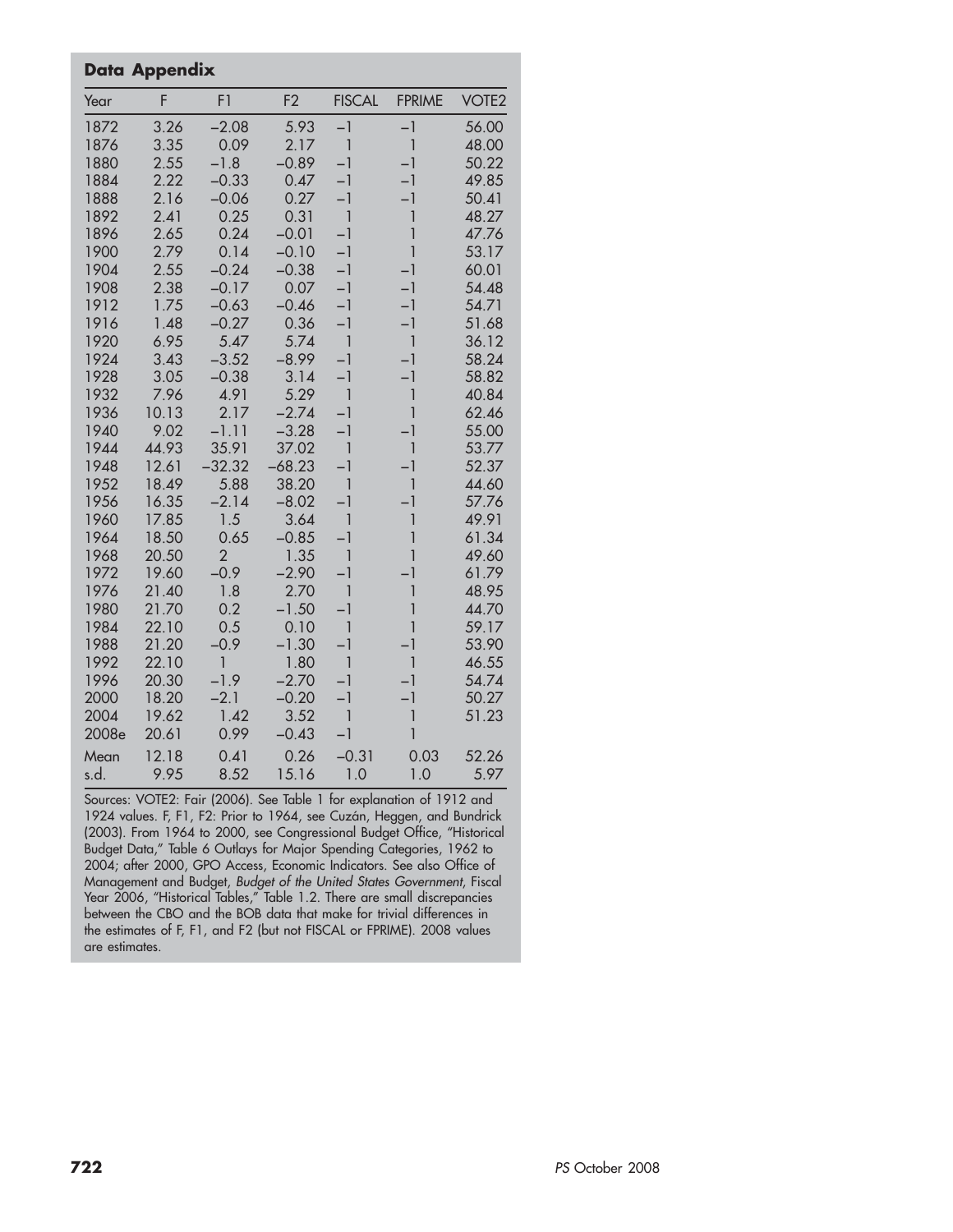## Data Appendix

| Year | F | F1 | F2 | FISCAL | FPRIME | VOTE2 |
|---|---|---|---|---|---|---|
| 1872 | 3.26 | −2.08 | 5.93 | −1 | −1 | 56.00 |
| 1876 | 3.35 | 0.09 | 2.17 | 1 | 1 | 48.00 |
| 1880 | 2.55 | −1.8 | −0.89 | −1 | −1 | 50.22 |
| 1884 | 2.22 | −0.33 | 0.47 | −1 | −1 | 49.85 |
| 1888 | 2.16 | −0.06 | 0.27 | −1 | −1 | 50.41 |
| 1892 | 2.41 | 0.25 | 0.31 | 1 | 1 | 48.27 |
| 1896 | 2.65 | 0.24 | −0.01 | −1 | 1 | 47.76 |
| 1900 | 2.79 | 0.14 | −0.10 | −1 | 1 | 53.17 |
| 1904 | 2.55 | −0.24 | −0.38 | −1 | −1 | 60.01 |
| 1908 | 2.38 | −0.17 | 0.07 | −1 | −1 | 54.48 |
| 1912 | 1.75 | −0.63 | −0.46 | −1 | −1 | 54.71 |
| 1916 | 1.48 | −0.27 | 0.36 | −1 | −1 | 51.68 |
| 1920 | 6.95 | 5.47 | 5.74 | 1 | 1 | 36.12 |
| 1924 | 3.43 | −3.52 | −8.99 | −1 | −1 | 58.24 |
| 1928 | 3.05 | −0.38 | 3.14 | −1 | −1 | 58.82 |
| 1932 | 7.96 | 4.91 | 5.29 | 1 | 1 | 40.84 |
| 1936 | 10.13 | 2.17 | −2.74 | −1 | 1 | 62.46 |
| 1940 | 9.02 | −1.11 | −3.28 | −1 | −1 | 55.00 |
| 1944 | 44.93 | 35.91 | 37.02 | 1 | 1 | 53.77 |
| 1948 | 12.61 | −32.32 | −68.23 | −1 | −1 | 52.37 |
| 1952 | 18.49 | 5.88 | 38.20 | 1 | 1 | 44.60 |
| 1956 | 16.35 | −2.14 | −8.02 | −1 | −1 | 57.76 |
| 1960 | 17.85 | 1.5 | 3.64 | 1 | 1 | 49.91 |
| 1964 | 18.50 | 0.65 | −0.85 | −1 | 1 | 61.34 |
| 1968 | 20.50 | 2 | 1.35 | 1 | 1 | 49.60 |
| 1972 | 19.60 | −0.9 | −2.90 | −1 | −1 | 61.79 |
| 1976 | 21.40 | 1.8 | 2.70 | 1 | 1 | 48.95 |
| 1980 | 21.70 | 0.2 | −1.50 | −1 | 1 | 44.70 |
| 1984 | 22.10 | 0.5 | 0.10 | 1 | 1 | 59.17 |
| 1988 | 21.20 | −0.9 | −1.30 | −1 | −1 | 53.90 |
| 1992 | 22.10 | 1 | 1.80 | 1 | 1 | 46.55 |
| 1996 | 20.30 | −1.9 | −2.70 | −1 | −1 | 54.74 |
| 2000 | 18.20 | −2.1 | −0.20 | −1 | −1 | 50.27 |
| 2004 | 19.62 | 1.42 | 3.52 | 1 | 1 | 51.23 |
| 2008e | 20.61 | 0.99 | −0.43 | −1 | 1 | |
| Mean | 12.18 | 0.41 | 0.26 | −0.31 | 0.03 | 52.26 |
| s.d. | 9.95 | 8.52 | 15.16 | 1.0 | 1.0 | 5.97 |

Sources: VOTE2: Fair (2006). See Table 1 for explanation of 1912 and 1924 values. F, F1, F2: Prior to 1964, see Cuzán, Heggen, and Bundrick (2003). From 1964 to 2000, see Congressional Budget Office, "Historical Budget Data," Table 6 Outlays for Major Spending Categories, 1962 to 2004; after 2000, GPO Access, Economic Indicators. See also Office of Management and Budget, *Budget of the United States Government*, Fiscal Year 2006, "Historical Tables," Table 1.2. There are small discrepancies between the CBO and the BOB data that make for trivial differences in the estimates of F, F1, and F2 (but not FISCAL or FPRIME). 2008 values are estimates.